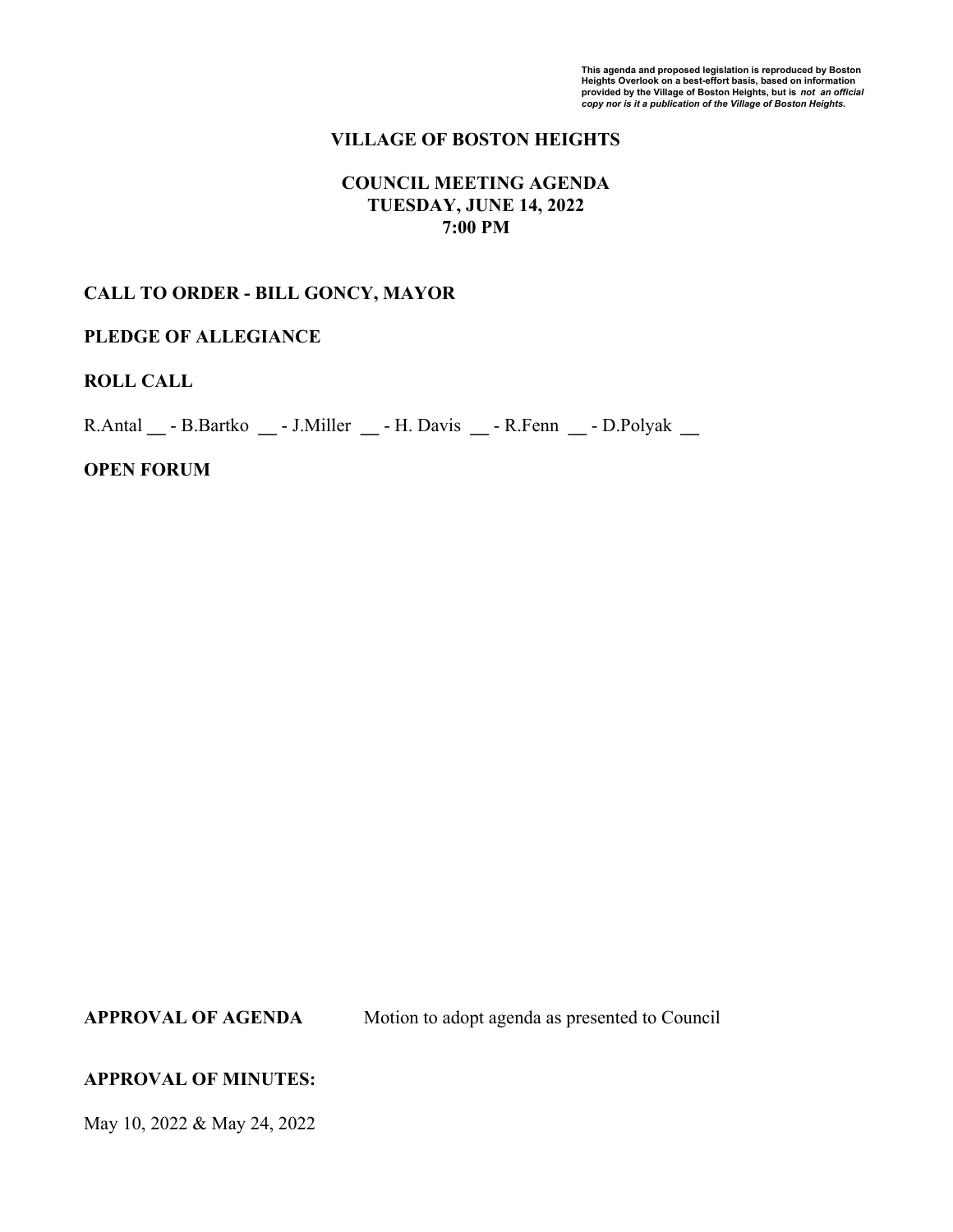***This agenda and proposed legislation is reproduced by Boston Heights Overlook on a best-effort basis, based on information provided by the Village of Boston Heights, but is not an official copy nor is it a publication of the Village of Boston Heights.***

# VILLAGE OF BOSTON HEIGHTS

## COUNCIL MEETING AGENDA
## TUESDAY, JUNE 14, 2022
## 7:00 PM

**CALL TO ORDER - BILL GONCY, MAYOR**

**PLEDGE OF ALLEGIANCE**

**ROLL CALL**

R.Antal __ - B.Bartko __ - J.Miller __ - H. Davis __ - R.Fenn __ - D.Polyak __

**OPEN FORUM**

**APPROVAL OF AGENDA** Motion to adopt agenda as presented to Council

**APPROVAL OF MINUTES:**

May 10, 2022 & May 24, 2022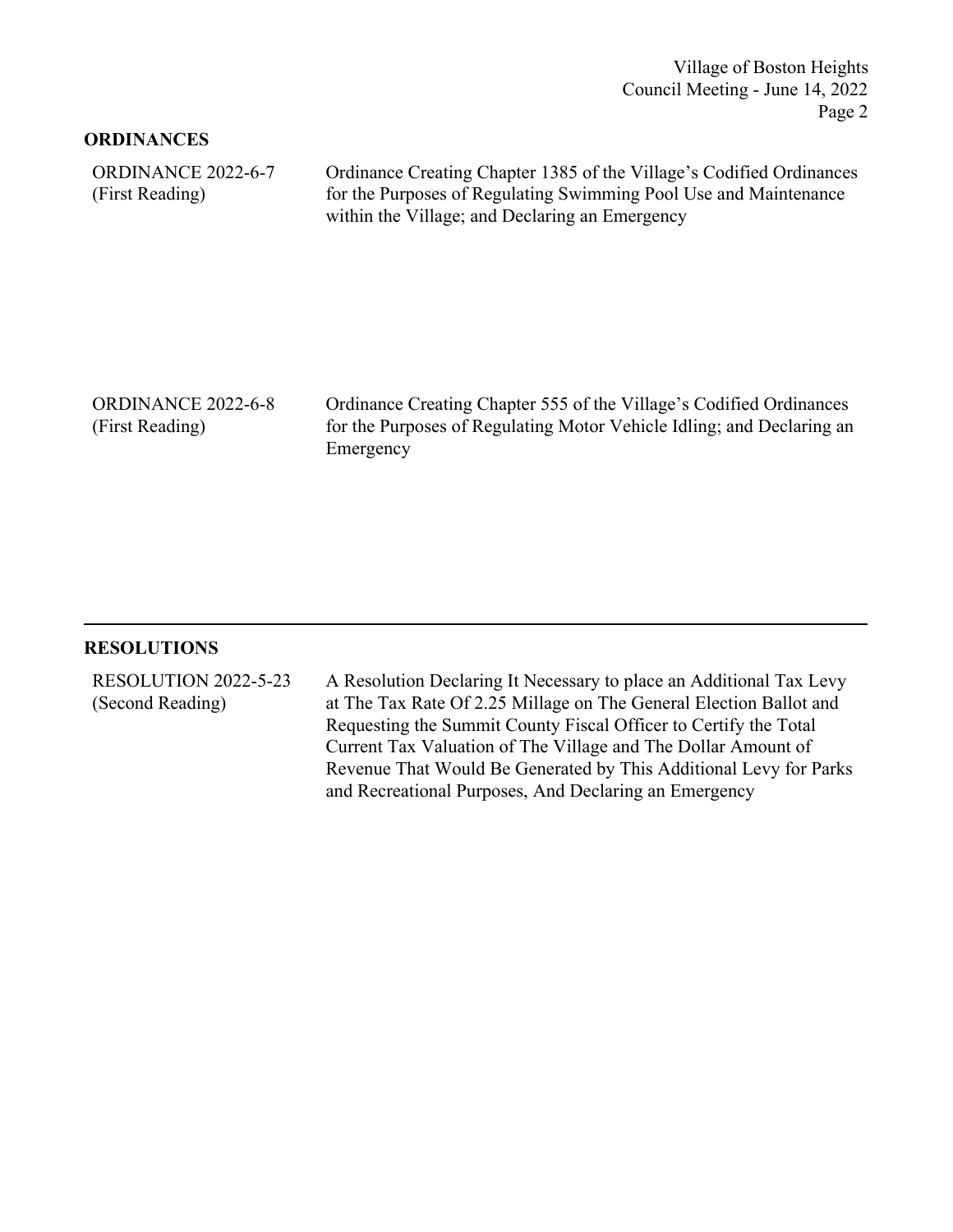## ORDINANCES

**ORDINANCE 2022-6-7** (First Reading)

Ordinance Creating Chapter 1385 of the Village's Codified Ordinances for the Purposes of Regulating Swimming Pool Use and Maintenance within the Village; and Declaring an Emergency

**ORDINANCE 2022-6-8** (First Reading)

Ordinance Creating Chapter 555 of the Village's Codified Ordinances for the Purposes of Regulating Motor Vehicle Idling; and Declaring an Emergency

---

## RESOLUTIONS

**RESOLUTION 2022-5-23** (Second Reading)

A Resolution Declaring It Necessary to place an Additional Tax Levy at The Tax Rate Of 2.25 Millage on The General Election Ballot and Requesting the Summit County Fiscal Officer to Certify the Total Current Tax Valuation of The Village and The Dollar Amount of Revenue That Would Be Generated by This Additional Levy for Parks and Recreational Purposes, And Declaring an Emergency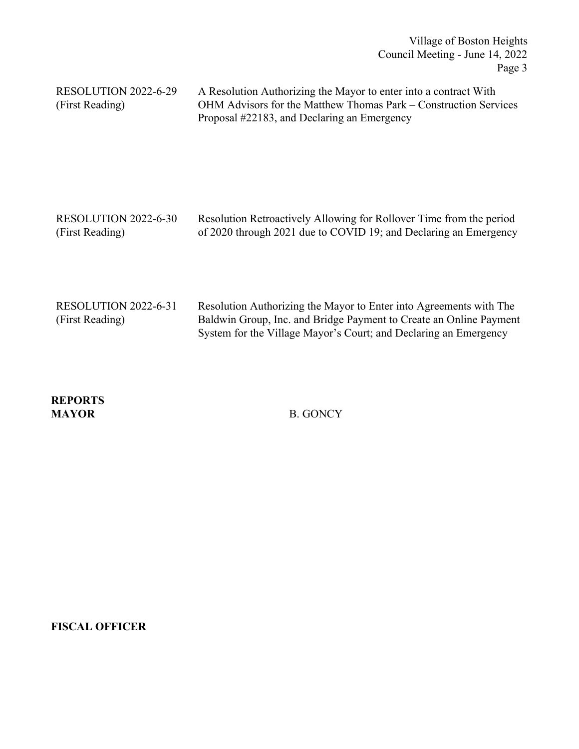| | |
|---|---|
| RESOLUTION 2022-6-29 (First Reading) | A Resolution Authorizing the Mayor to enter into a contract With OHM Advisors for the Matthew Thomas Park – Construction Services Proposal #22183, and Declaring an Emergency |
| RESOLUTION 2022-6-30 (First Reading) | Resolution Retroactively Allowing for Rollover Time from the period of 2020 through 2021 due to COVID 19; and Declaring an Emergency |
| RESOLUTION 2022-6-31 (First Reading) | Resolution Authorizing the Mayor to Enter into Agreements with The Baldwin Group, Inc. and Bridge Payment to Create an Online Payment System for the Village Mayor's Court; and Declaring an Emergency |

**REPORTS**

**MAYOR** B. GONCY

**FISCAL OFFICER**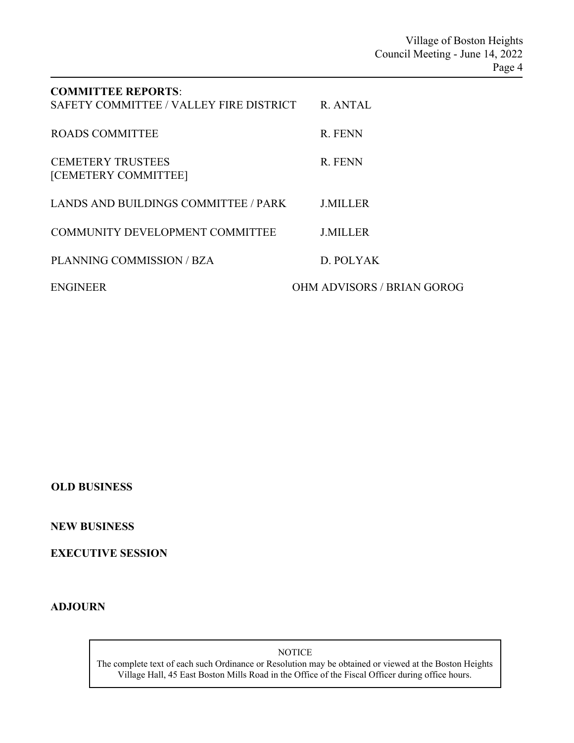**COMMITTEE REPORTS**:

| | |
|---|---|
| SAFETY COMMITTEE / VALLEY FIRE DISTRICT | R. ANTAL |
| ROADS COMMITTEE | R. FENN |
| CEMETERY TRUSTEES [CEMETERY COMMITTEE] | R. FENN |
| LANDS AND BUILDINGS COMMITTEE / PARK | J.MILLER |
| COMMUNITY DEVELOPMENT COMMITTEE | J.MILLER |
| PLANNING COMMISSION / BZA | D. POLYAK |
| ENGINEER | OHM ADVISORS / BRIAN GOROG |

**OLD BUSINESS**

**NEW BUSINESS**

**EXECUTIVE SESSION**

**ADJOURN**

NOTICE

The complete text of each such Ordinance or Resolution may be obtained or viewed at the Boston Heights Village Hall, 45 East Boston Mills Road in the Office of the Fiscal Officer during office hours.